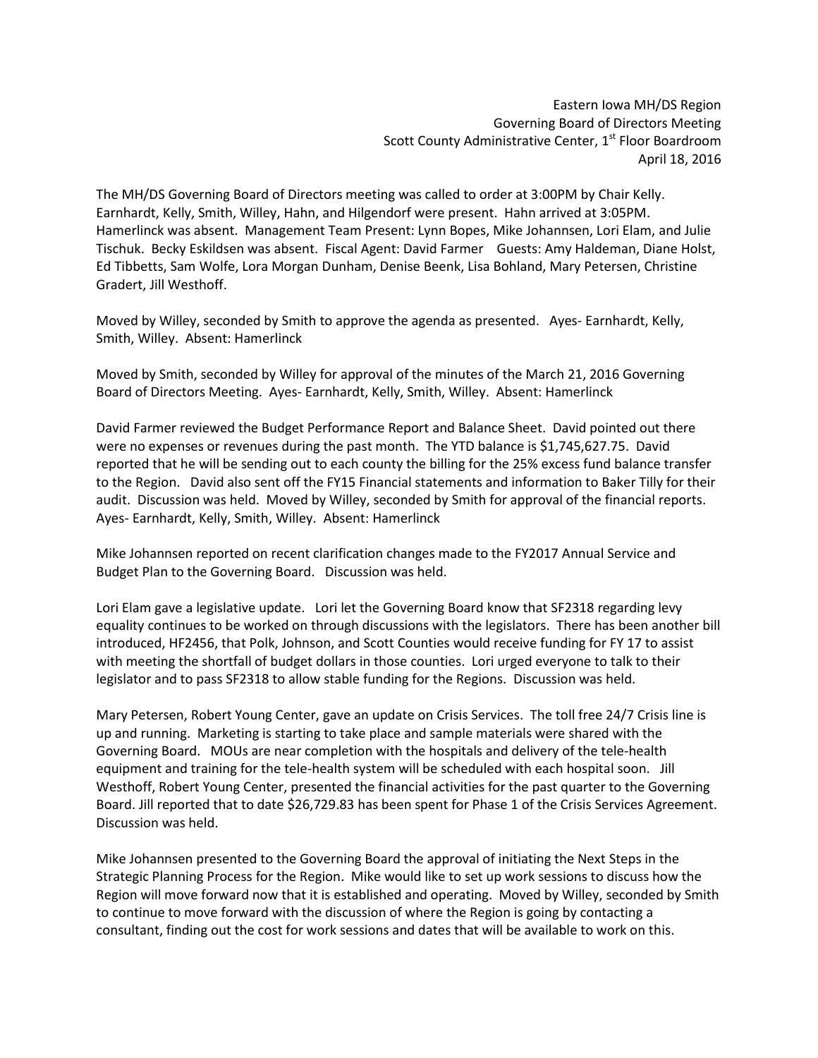Eastern Iowa MH/DS Region
Governing Board of Directors Meeting
Scott County Administrative Center, 1st Floor Boardroom
April 18, 2016

The MH/DS Governing Board of Directors meeting was called to order at 3:00PM by Chair Kelly. Earnhardt, Kelly, Smith, Willey, Hahn, and Hilgendorf were present. Hahn arrived at 3:05PM. Hamerlinck was absent. Management Team Present: Lynn Bopes, Mike Johannsen, Lori Elam, and Julie Tischuk. Becky Eskildsen was absent. Fiscal Agent: David Farmer Guests: Amy Haldeman, Diane Holst, Ed Tibbetts, Sam Wolfe, Lora Morgan Dunham, Denise Beenk, Lisa Bohland, Mary Petersen, Christine Gradert, Jill Westhoff.

Moved by Willey, seconded by Smith to approve the agenda as presented. Ayes- Earnhardt, Kelly, Smith, Willey. Absent: Hamerlinck

Moved by Smith, seconded by Willey for approval of the minutes of the March 21, 2016 Governing Board of Directors Meeting. Ayes- Earnhardt, Kelly, Smith, Willey. Absent: Hamerlinck

David Farmer reviewed the Budget Performance Report and Balance Sheet. David pointed out there were no expenses or revenues during the past month. The YTD balance is $1,745,627.75. David reported that he will be sending out to each county the billing for the 25% excess fund balance transfer to the Region. David also sent off the FY15 Financial statements and information to Baker Tilly for their audit. Discussion was held. Moved by Willey, seconded by Smith for approval of the financial reports. Ayes- Earnhardt, Kelly, Smith, Willey. Absent: Hamerlinck

Mike Johannsen reported on recent clarification changes made to the FY2017 Annual Service and Budget Plan to the Governing Board. Discussion was held.

Lori Elam gave a legislative update. Lori let the Governing Board know that SF2318 regarding levy equality continues to be worked on through discussions with the legislators. There has been another bill introduced, HF2456, that Polk, Johnson, and Scott Counties would receive funding for FY 17 to assist with meeting the shortfall of budget dollars in those counties. Lori urged everyone to talk to their legislator and to pass SF2318 to allow stable funding for the Regions. Discussion was held.

Mary Petersen, Robert Young Center, gave an update on Crisis Services. The toll free 24/7 Crisis line is up and running. Marketing is starting to take place and sample materials were shared with the Governing Board. MOUs are near completion with the hospitals and delivery of the tele-health equipment and training for the tele-health system will be scheduled with each hospital soon. Jill Westhoff, Robert Young Center, presented the financial activities for the past quarter to the Governing Board. Jill reported that to date $26,729.83 has been spent for Phase 1 of the Crisis Services Agreement. Discussion was held.

Mike Johannsen presented to the Governing Board the approval of initiating the Next Steps in the Strategic Planning Process for the Region. Mike would like to set up work sessions to discuss how the Region will move forward now that it is established and operating. Moved by Willey, seconded by Smith to continue to move forward with the discussion of where the Region is going by contacting a consultant, finding out the cost for work sessions and dates that will be available to work on this.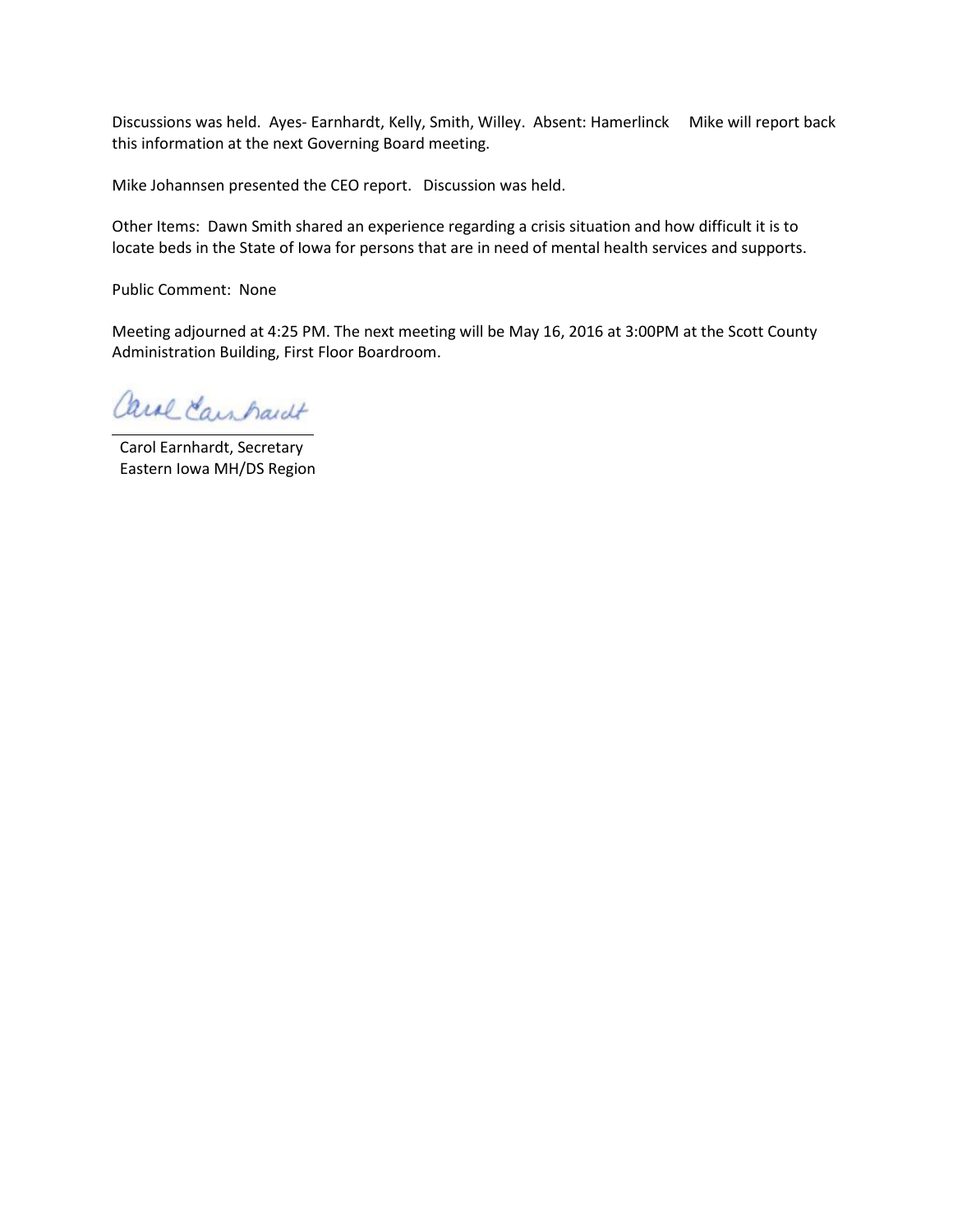Discussions was held. Ayes- Earnhardt, Kelly, Smith, Willey. Absent: Hamerlinck Mike will report back this information at the next Governing Board meeting.

Mike Johannsen presented the CEO report. Discussion was held.

Other Items: Dawn Smith shared an experience regarding a crisis situation and how difficult it is to locate beds in the State of Iowa for persons that are in need of mental health services and supports.

Public Comment: None

Meeting adjourned at 4:25 PM. The next meeting will be May 16, 2016 at 3:00PM at the Scott County Administration Building, First Floor Boardroom.

Carol Earnhardt

Carol Earnhardt, Secretary
Eastern Iowa MH/DS Region